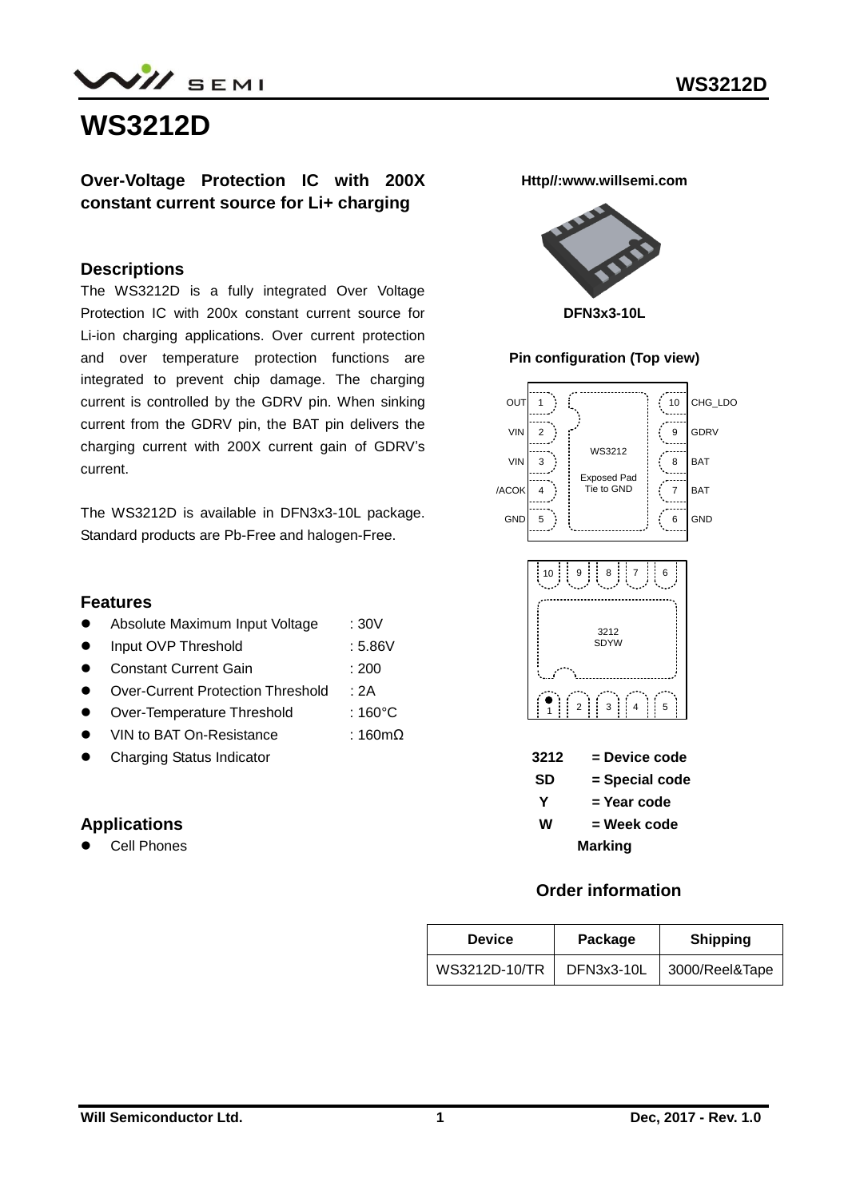# WS3212D

**Over-Voltage Protection IC with 200X constant current source for Li+ charging**

Http//:www.willsemi.com

DFN3x3-10L

## Descriptions

The WS3212D is a fully integrated Over Voltage Protection IC with 200x constant current source for Li-ion charging applications. Over current protection and over temperature protection functions are integrated to prevent chip damage. The charging current is controlled by the GDRV pin. When sinking current from the GDRV pin, the BAT pin delivers the charging current with 200X current gain of GDRV's current.

The WS3212D is available in DFN3x3-10L package. Standard products are Pb-Free and halogen-Free.

## Features

- Absolute Maximum Input Voltage : 30V
- Input OVP Threshold : 5.86V
- Constant Current Gain : 200
- Over-Current Protection Threshold : 2A
- Over-Temperature Threshold : 160°C
- VIN to BAT On-Resistance : 160mΩ
- Charging Status Indicator

## Applications

- Cell Phones

**Pin configuration (Top view)**

| Pin | Name | Pin | Name |
| --- | --- | --- | --- |
| 1 | OUT | 10 | CHG_LDO |
| 2 | VIN | 9 | GDRV |
| 3 | VIN | 8 | BAT |
| 4 | /ACOK | 7 | BAT |
| 5 | GND | 6 | GND |

WS3212 Exposed Pad Tie to GND

3212
SDYW

**3212** = Device code
**SD** = Special code
**Y** = Year code
**W** = Week code

**Marking**

## Order information

| Device | Package | Shipping |
| --- | --- | --- |
| WS3212D-10/TR | DFN3x3-10L | 3000/Reel&Tape |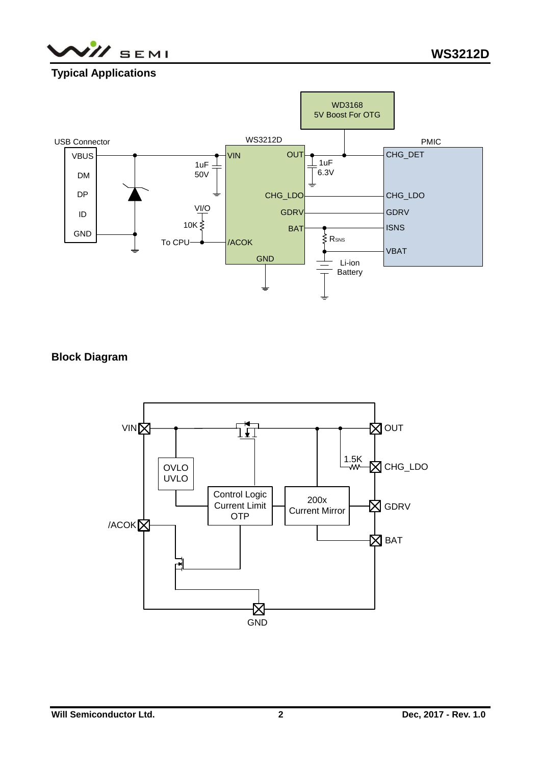## Typical Applications

## Block Diagram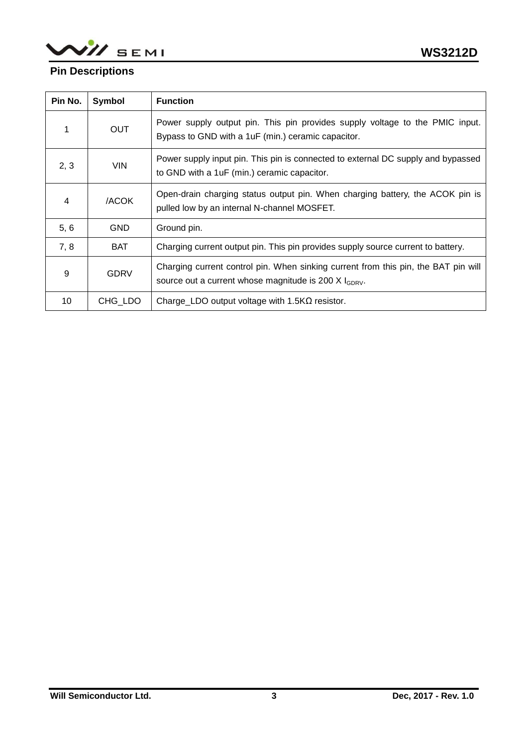## Pin Descriptions

| Pin No. | Symbol | Function |
|---|---|---|
| 1 | OUT | Power supply output pin. This pin provides supply voltage to the PMIC input. Bypass to GND with a 1uF (min.) ceramic capacitor. |
| 2, 3 | VIN | Power supply input pin. This pin is connected to external DC supply and bypassed to GND with a 1uF (min.) ceramic capacitor. |
| 4 | /ACOK | Open-drain charging status output pin. When charging battery, the ACOK pin is pulled low by an internal N-channel MOSFET. |
| 5, 6 | GND | Ground pin. |
| 7, 8 | BAT | Charging current output pin. This pin provides supply source current to battery. |
| 9 | GDRV | Charging current control pin. When sinking current from this pin, the BAT pin will source out a current whose magnitude is 200 X $I_{GDRV}$. |
| 10 | CHG_LDO | Charge_LDO output voltage with 1.5KΩ resistor. |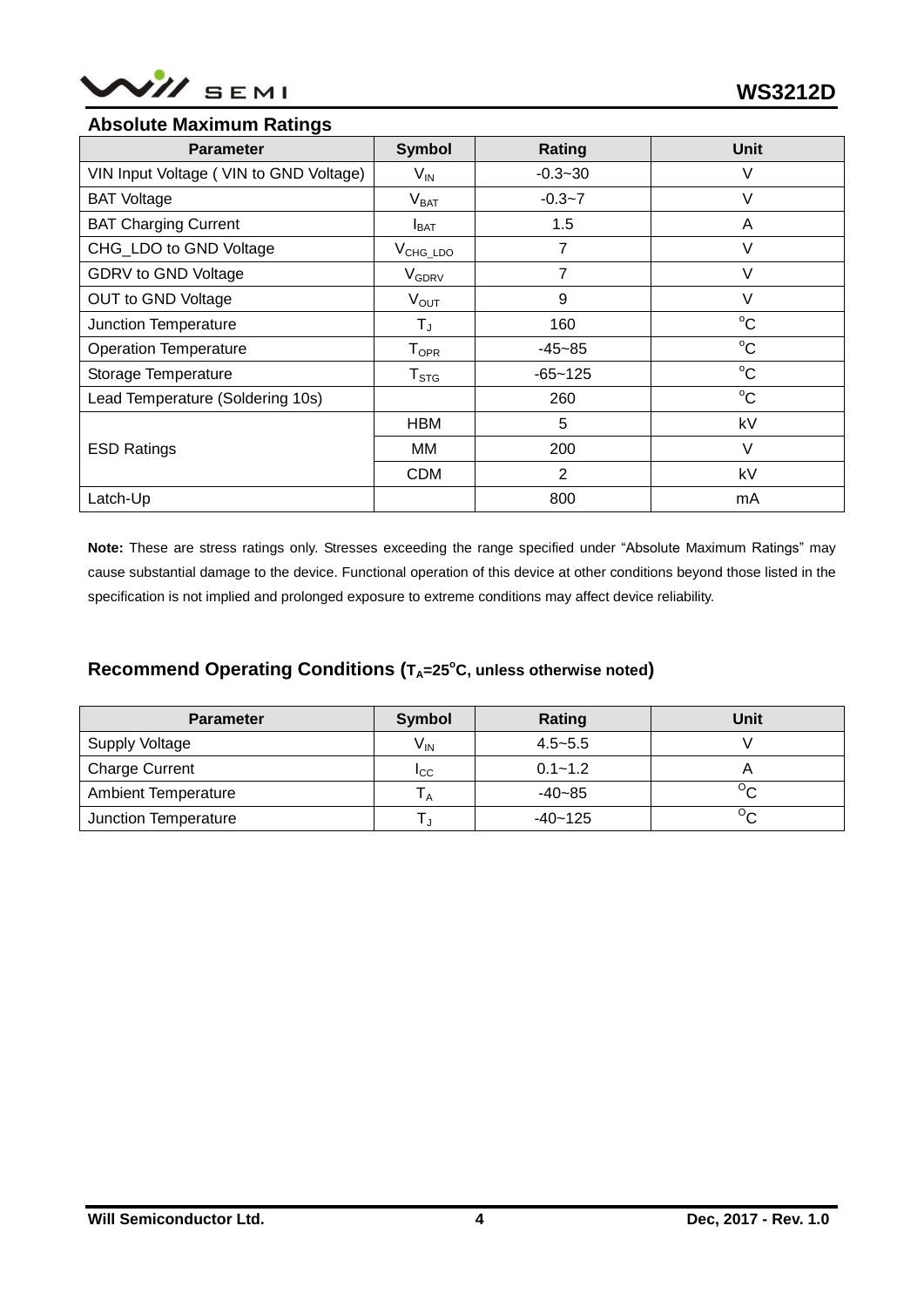## Absolute Maximum Ratings

| Parameter | Symbol | Rating | Unit |
|---|---|---|---|
| VIN Input Voltage ( VIN to GND Voltage) | $V_{IN}$ | -0.3~30 | V |
| BAT Voltage | $V_{BAT}$ | -0.3~7 | V |
| BAT Charging Current | $I_{BAT}$ | 1.5 | A |
| CHG_LDO to GND Voltage | $V_{CHG\_LDO}$ | 7 | V |
| GDRV to GND Voltage | $V_{GDRV}$ | 7 | V |
| OUT to GND Voltage | $V_{OUT}$ | 9 | V |
| Junction Temperature | $T_J$ | 160 | °C |
| Operation Temperature | $T_{OPR}$ | -45~85 | °C |
| Storage Temperature | $T_{STG}$ | -65~125 | °C |
| Lead Temperature (Soldering 10s) | | 260 | °C |
| ESD Ratings | HBM | 5 | kV |
| | MM | 200 | V |
| | CDM | 2 | kV |
| Latch-Up | | 800 | mA |

**Note:** These are stress ratings only. Stresses exceeding the range specified under "Absolute Maximum Ratings" may cause substantial damage to the device. Functional operation of this device at other conditions beyond those listed in the specification is not implied and prolonged exposure to extreme conditions may affect device reliability.

## Recommend Operating Conditions ($T_A$=25°C, unless otherwise noted)

| Parameter | Symbol | Rating | Unit |
|---|---|---|---|
| Supply Voltage | $V_{IN}$ | 4.5~5.5 | V |
| Charge Current | $I_{CC}$ | 0.1~1.2 | A |
| Ambient Temperature | $T_A$ | -40~85 | °C |
| Junction Temperature | $T_J$ | -40~125 | °C |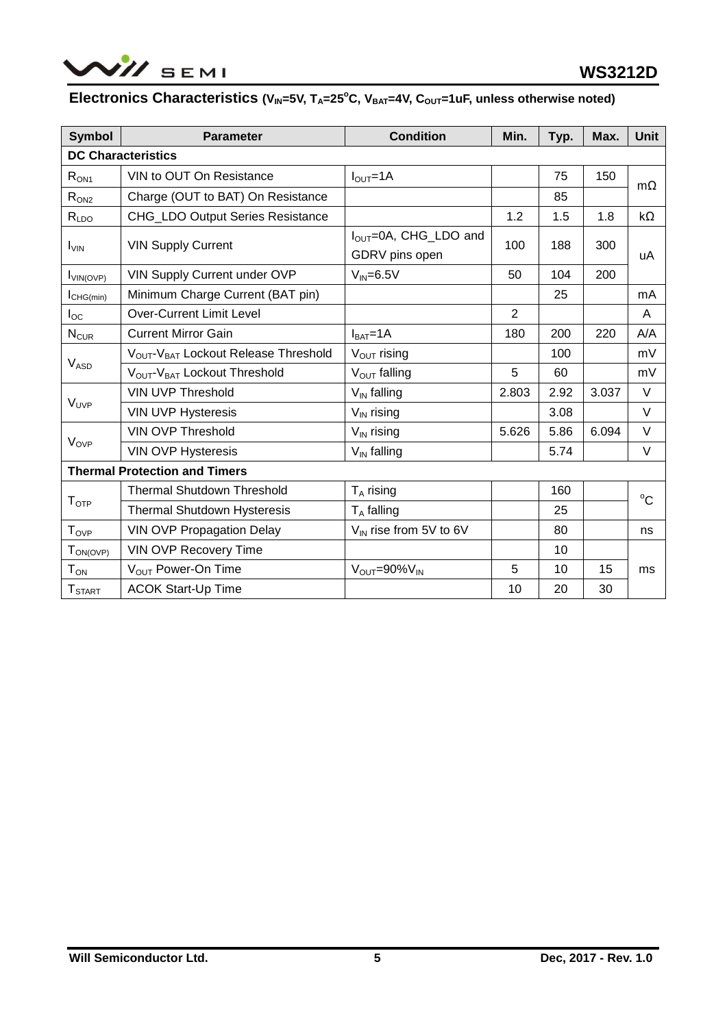## Electronics Characteristics ($V_{IN}$=5V, $T_A$=25°C, $V_{BAT}$=4V, $C_{OUT}$=1uF, unless otherwise noted)

| Symbol | Parameter | Condition | Min. | Typ. | Max. | Unit |
|---|---|---|---|---|---|---|
| **DC Characteristics** | | | | | | |
| $R_{ON1}$ | VIN to OUT On Resistance | $I_{OUT}$=1A | | 75 | 150 | mΩ |
| $R_{ON2}$ | Charge (OUT to BAT) On Resistance | | | 85 | | mΩ |
| $R_{LDO}$ | CHG_LDO Output Series Resistance | | 1.2 | 1.5 | 1.8 | kΩ |
| $I_{VIN}$ | VIN Supply Current | $I_{OUT}$=0A, CHG_LDO and GDRV pins open | 100 | 188 | 300 | uA |
| $I_{VIN(OVP)}$ | VIN Supply Current under OVP | $V_{IN}$=6.5V | 50 | 104 | 200 | uA |
| $I_{CHG(min)}$ | Minimum Charge Current (BAT pin) | | | 25 | | mA |
| $I_{OC}$ | Over-Current Limit Level | | 2 | | | A |
| $N_{CUR}$ | Current Mirror Gain | $I_{BAT}$=1A | 180 | 200 | 220 | A/A |
| $V_{ASD}$ | $V_{OUT}$-$V_{BAT}$ Lockout Release Threshold | $V_{OUT}$ rising | | 100 | | mV |
| | $V_{OUT}$-$V_{BAT}$ Lockout Threshold | $V_{OUT}$ falling | 5 | 60 | | mV |
| $V_{UVP}$ | VIN UVP Threshold | $V_{IN}$ falling | 2.803 | 2.92 | 3.037 | V |
| | VIN UVP Hysteresis | $V_{IN}$ rising | | 3.08 | | V |
| $V_{OVP}$ | VIN OVP Threshold | $V_{IN}$ rising | 5.626 | 5.86 | 6.094 | V |
| | VIN OVP Hysteresis | $V_{IN}$ falling | | 5.74 | | V |
| **Thermal Protection and Timers** | | | | | | |
| $T_{OTP}$ | Thermal Shutdown Threshold | $T_A$ rising | | 160 | | °C |
| | Thermal Shutdown Hysteresis | $T_A$ falling | | 25 | | °C |
| $T_{OVP}$ | VIN OVP Propagation Delay | $V_{IN}$ rise from 5V to 6V | | 80 | | ns |
| $T_{ON(OVP)}$ | VIN OVP Recovery Time | | | 10 | | ms |
| $T_{ON}$ | $V_{OUT}$ Power-On Time | $V_{OUT}$=90%$V_{IN}$ | 5 | 10 | 15 | ms |
| $T_{START}$ | ACOK Start-Up Time | | 10 | 20 | 30 | ms |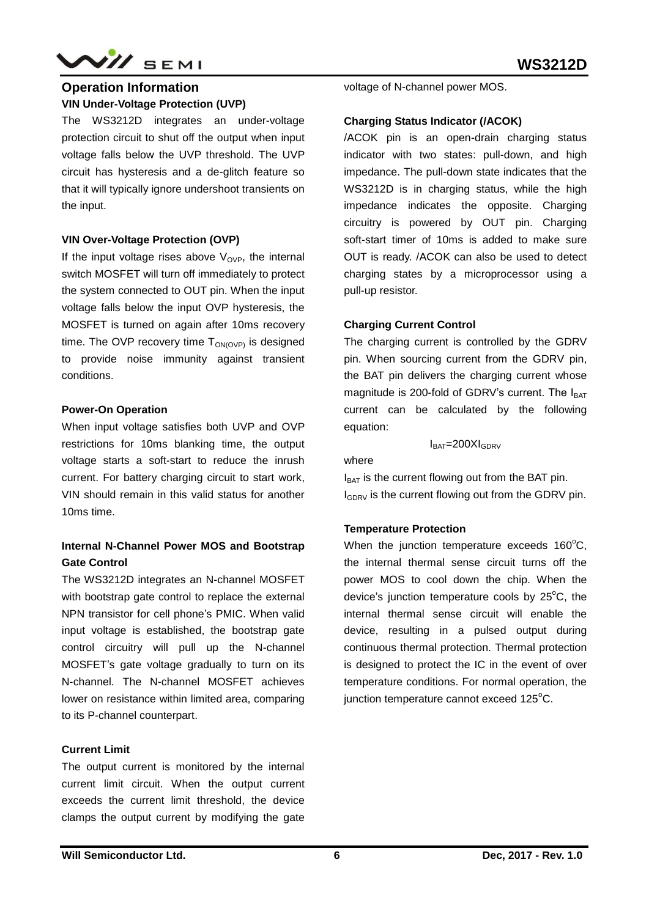## Operation Information

### VIN Under-Voltage Protection (UVP)

The WS3212D integrates an under-voltage protection circuit to shut off the output when input voltage falls below the UVP threshold. The UVP circuit has hysteresis and a de-glitch feature so that it will typically ignore undershoot transients on the input.

### VIN Over-Voltage Protection (OVP)

If the input voltage rises above $V_{OVP}$, the internal switch MOSFET will turn off immediately to protect the system connected to OUT pin. When the input voltage falls below the input OVP hysteresis, the MOSFET is turned on again after 10ms recovery time. The OVP recovery time $T_{ON(OVP)}$ is designed to provide noise immunity against transient conditions.

### Power-On Operation

When input voltage satisfies both UVP and OVP restrictions for 10ms blanking time, the output voltage starts a soft-start to reduce the inrush current. For battery charging circuit to start work, VIN should remain in this valid status for another 10ms time.

### Internal N-Channel Power MOS and Bootstrap Gate Control

The WS3212D integrates an N-channel MOSFET with bootstrap gate control to replace the external NPN transistor for cell phone's PMIC. When valid input voltage is established, the bootstrap gate control circuitry will pull up the N-channel MOSFET's gate voltage gradually to turn on its N-channel. The N-channel MOSFET achieves lower on resistance within limited area, comparing to its P-channel counterpart.

### Current Limit

The output current is monitored by the internal current limit circuit. When the output current exceeds the current limit threshold, the device clamps the output current by modifying the gate voltage of N-channel power MOS.

### Charging Status Indicator (/ACOK)

/ACOK pin is an open-drain charging status indicator with two states: pull-down, and high impedance. The pull-down state indicates that the WS3212D is in charging status, while the high impedance indicates the opposite. Charging circuitry is powered by OUT pin. Charging soft-start timer of 10ms is added to make sure OUT is ready. /ACOK can also be used to detect charging states by a microprocessor using a pull-up resistor.

### Charging Current Control

The charging current is controlled by the GDRV pin. When sourcing current from the GDRV pin, the BAT pin delivers the charging current whose magnitude is 200-fold of GDRV's current. The $I_{BAT}$ current can be calculated by the following equation:

$$I_{BAT}=200 \times I_{GDRV}$$

where

$I_{BAT}$ is the current flowing out from the BAT pin.
$I_{GDRV}$ is the current flowing out from the GDRV pin.

### Temperature Protection

When the junction temperature exceeds 160°C, the internal thermal sense circuit turns off the power MOS to cool down the chip. When the device's junction temperature cools by 25°C, the internal thermal sense circuit will enable the device, resulting in a pulsed output during continuous thermal protection. Thermal protection is designed to protect the IC in the event of over temperature conditions. For normal operation, the junction temperature cannot exceed 125°C.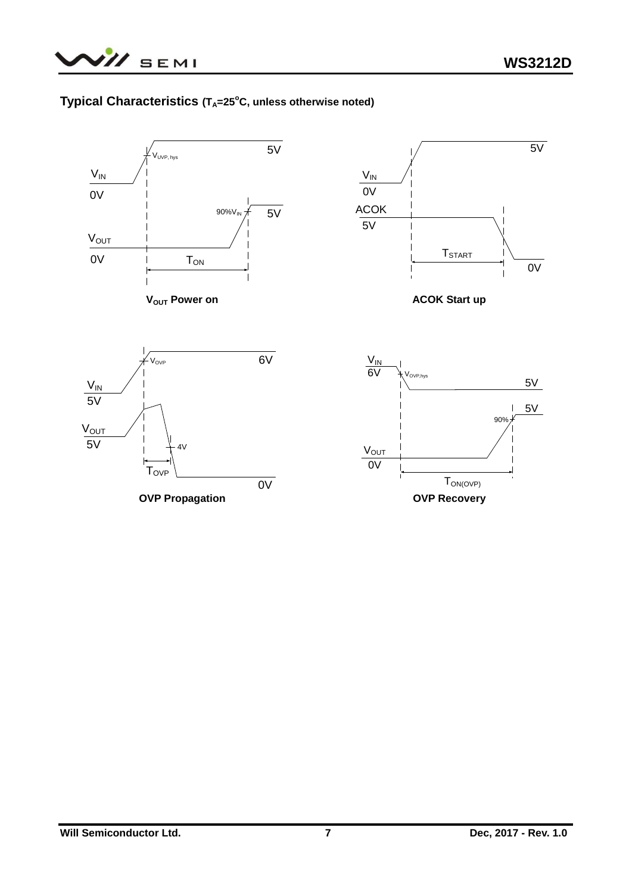## Typical Characteristics ($T_A$=25°C, unless otherwise noted)

**$V_{OUT}$ Power on**

**ACOK Start up**

**OVP Propagation**

**OVP Recovery**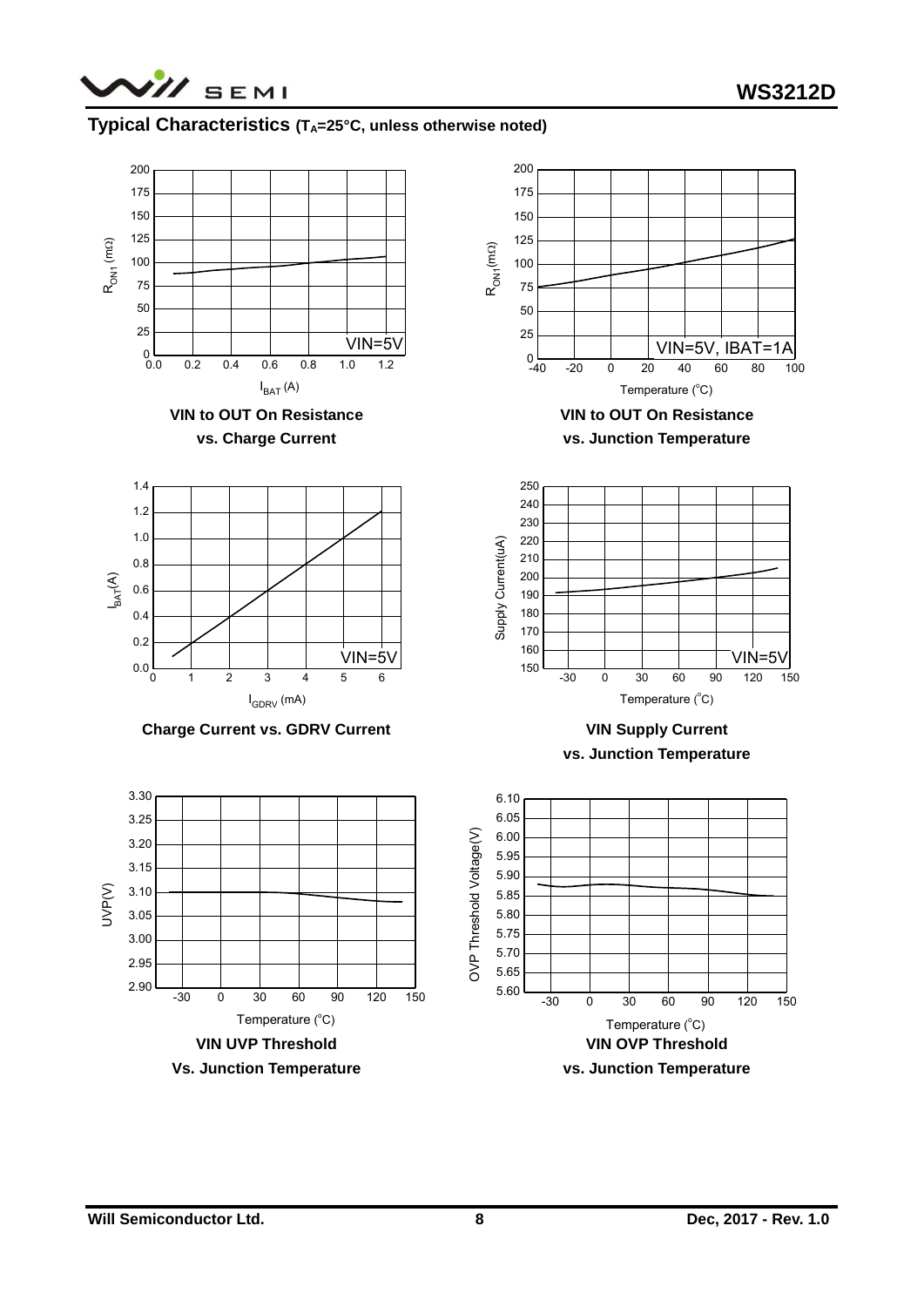## Typical Characteristics ($T_A$=25°C, unless otherwise noted)

**VIN to OUT On Resistance vs. Charge Current**

**VIN to OUT On Resistance vs. Junction Temperature**

**Charge Current vs. GDRV Current**

**VIN Supply Current vs. Junction Temperature**

**VIN UVP Threshold Vs. Junction Temperature**

**VIN OVP Threshold vs. Junction Temperature**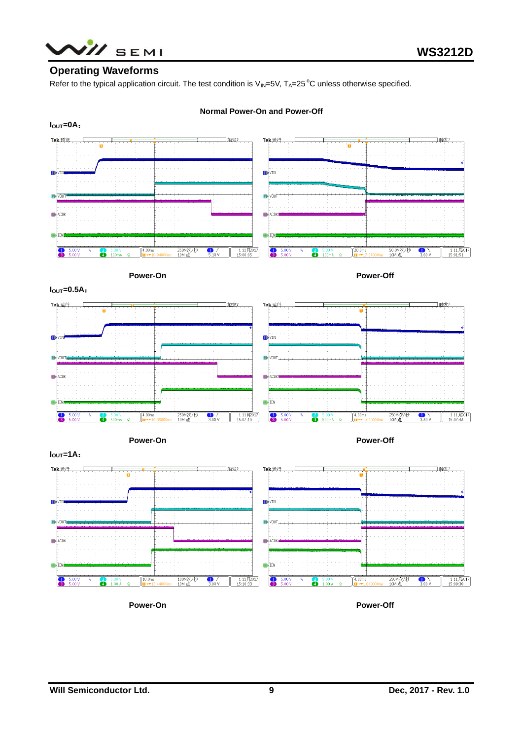## Operating Waveforms

Refer to the typical application circuit. The test condition is $V_{IN}$=5V, $T_A$=25°C unless otherwise specified.

**Normal Power-On and Power-Off**

**$I_{OUT}$=0A：**

**Power-On** **Power-Off**

**$I_{OUT}$=0.5A：**

**Power-On** **Power-Off**

**$I_{OUT}$=1A：**

**Power-On** **Power-Off**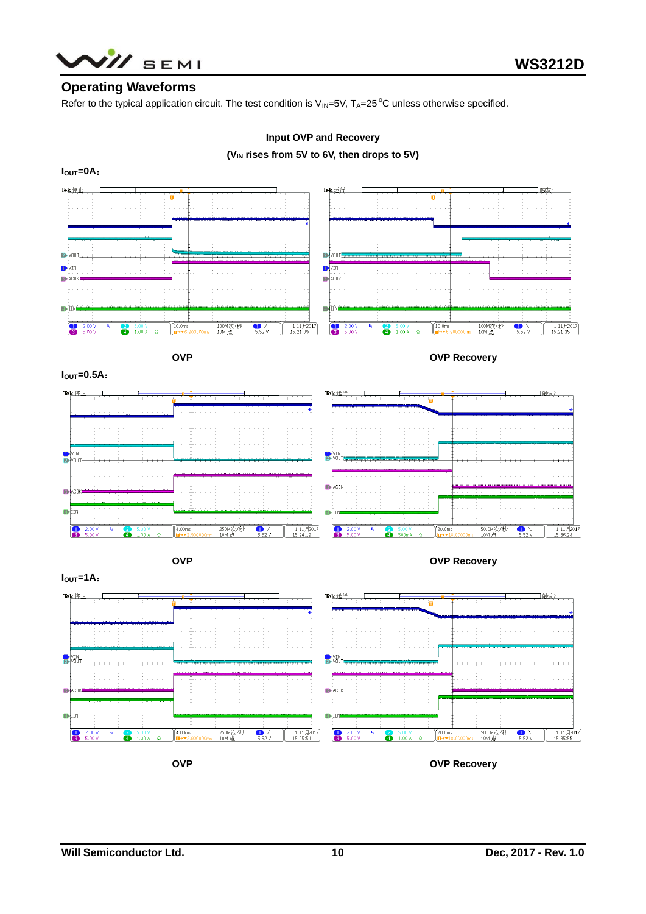## Operating Waveforms

Refer to the typical application circuit. The test condition is $V_{IN}$=5V, $T_A$=25 °C unless otherwise specified.

**Input OVP and Recovery**

**($V_{IN}$ rises from 5V to 6V, then drops to 5V)**

**$I_{OUT}$=0A:**

OVP

OVP Recovery

**$I_{OUT}$=0.5A:**

OVP

OVP Recovery

**$I_{OUT}$=1A:**

OVP

OVP Recovery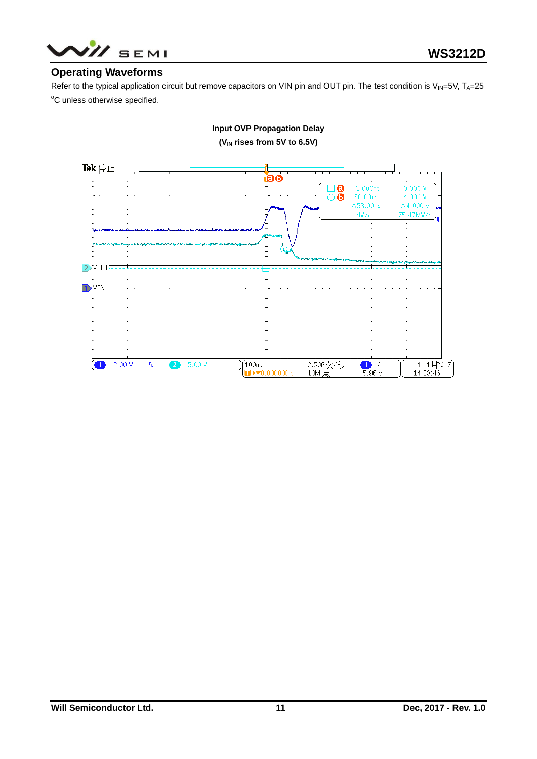## Operating Waveforms

Refer to the typical application circuit but remove capacitors on VIN pin and OUT pin. The test condition is $V_{IN}$=5V, $T_A$=25 °C unless otherwise specified.

**Input OVP Propagation Delay**

**($V_{IN}$ rises from 5V to 6.5V)**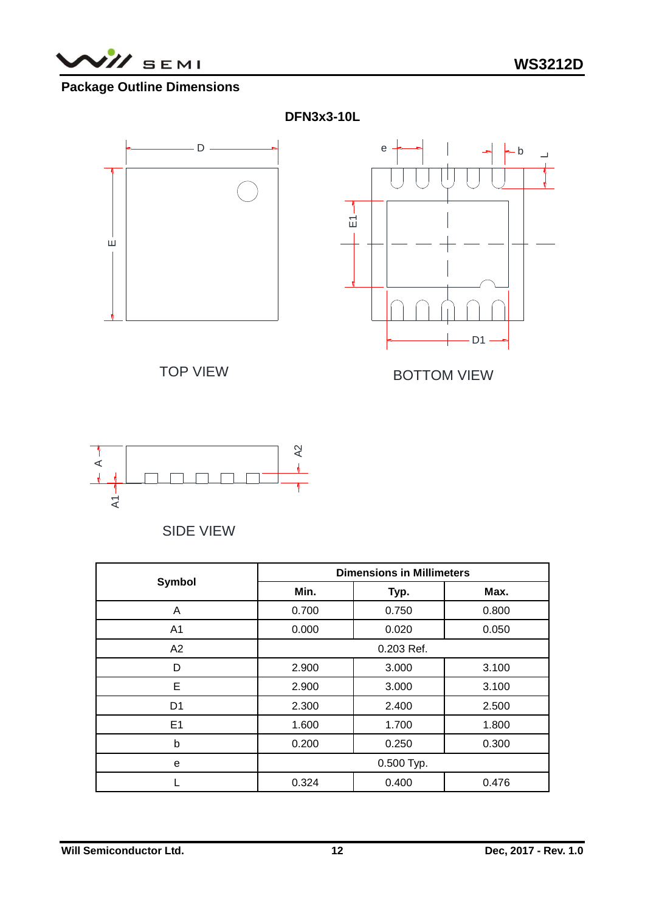## Package Outline Dimensions

**DFN3x3-10L**

TOP VIEW

BOTTOM VIEW

SIDE VIEW

| Symbol | Dimensions in Millimeters | | |
|---|---|---|---|
| | **Min.** | **Typ.** | **Max.** |
| A | 0.700 | 0.750 | 0.800 |
| A1 | 0.000 | 0.020 | 0.050 |
| A2 | 0.203 Ref. | | |
| D | 2.900 | 3.000 | 3.100 |
| E | 2.900 | 3.000 | 3.100 |
| D1 | 2.300 | 2.400 | 2.500 |
| E1 | 1.600 | 1.700 | 1.800 |
| b | 0.200 | 0.250 | 0.300 |
| e | 0.500 Typ. | | |
| L | 0.324 | 0.400 | 0.476 |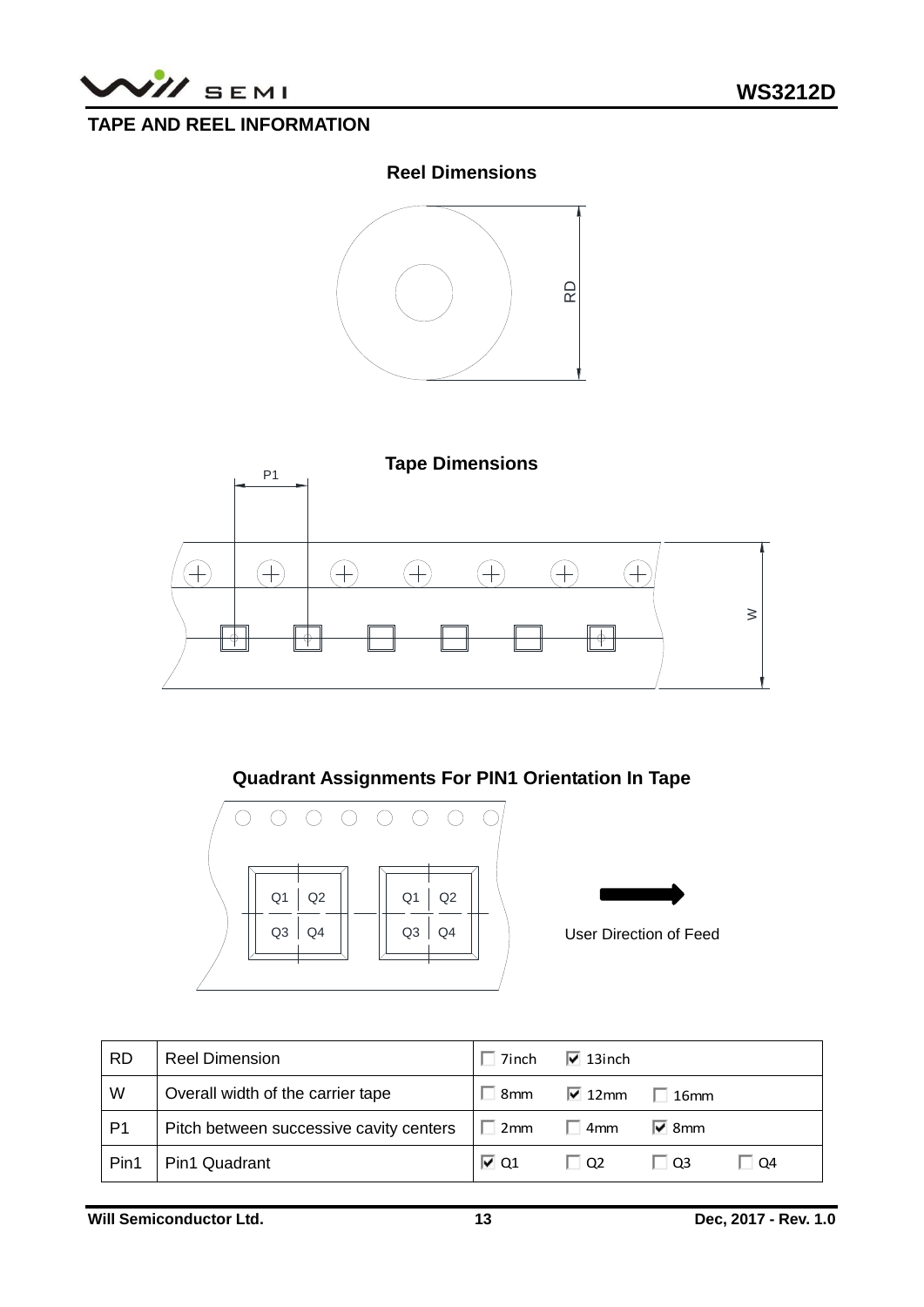## TAPE AND REEL INFORMATION

### Reel Dimensions

RD

### Tape Dimensions

P1

W

### Quadrant Assignments For PIN1 Orientation In Tape

Q1 Q2
Q3 Q4

Q1 Q2
Q3 Q4

User Direction of Feed

| | | |
|---|---|---|
| RD | Reel Dimension | ☐ 7inch ☑ 13inch |
| W | Overall width of the carrier tape | ☐ 8mm ☑ 12mm ☐ 16mm |
| P1 | Pitch between successive cavity centers | ☐ 2mm ☐ 4mm ☑ 8mm |
| Pin1 | Pin1 Quadrant | ☑ Q1 ☐ Q2 ☐ Q3 ☐ Q4 |